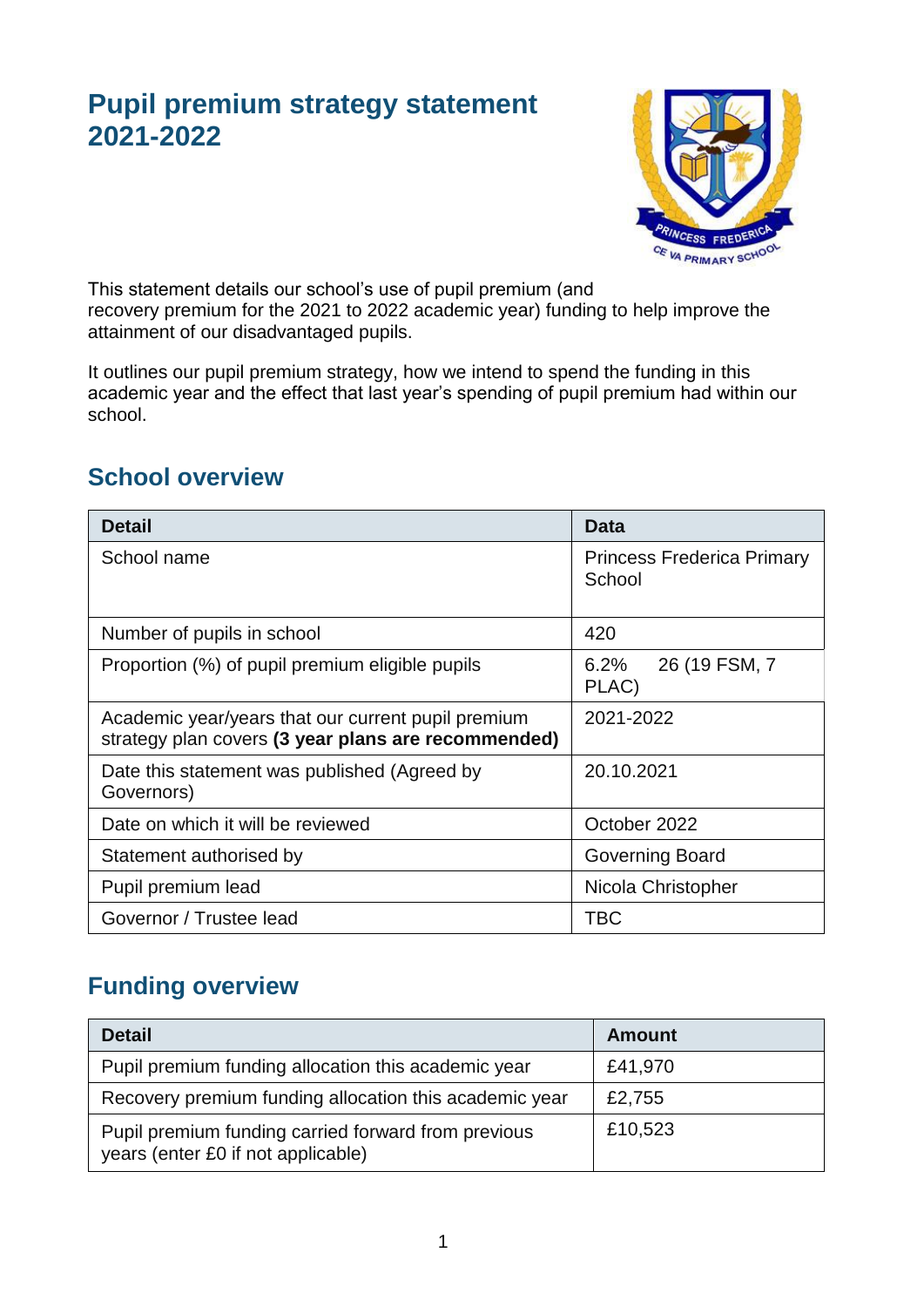# Pupil premium strategy statement 2021-2022

This statement details our school's use of pupil premium (and recovery premium for the 2021 to 2022 academic year) funding to help improve the attainment of our disadvantaged pupils.

It outlines our pupil premium strategy, how we intend to spend the funding in this academic year and the effect that last year's spending of pupil premium had within our school.

## School overview

| Detail | Data |
|---|---|
| School name | Princess Frederica Primary School |
| Number of pupils in school | 420 |
| Proportion (%) of pupil premium eligible pupils | 6.2% 26 (19 FSM, 7 PLAC) |
| Academic year/years that our current pupil premium strategy plan covers **(3 year plans are recommended)** | 2021-2022 |
| Date this statement was published (Agreed by Governors) | 20.10.2021 |
| Date on which it will be reviewed | October 2022 |
| Statement authorised by | Governing Board |
| Pupil premium lead | Nicola Christopher |
| Governor / Trustee lead | TBC |

## Funding overview

| Detail | Amount |
|---|---|
| Pupil premium funding allocation this academic year | £41,970 |
| Recovery premium funding allocation this academic year | £2,755 |
| Pupil premium funding carried forward from previous years (enter £0 if not applicable) | £10,523 |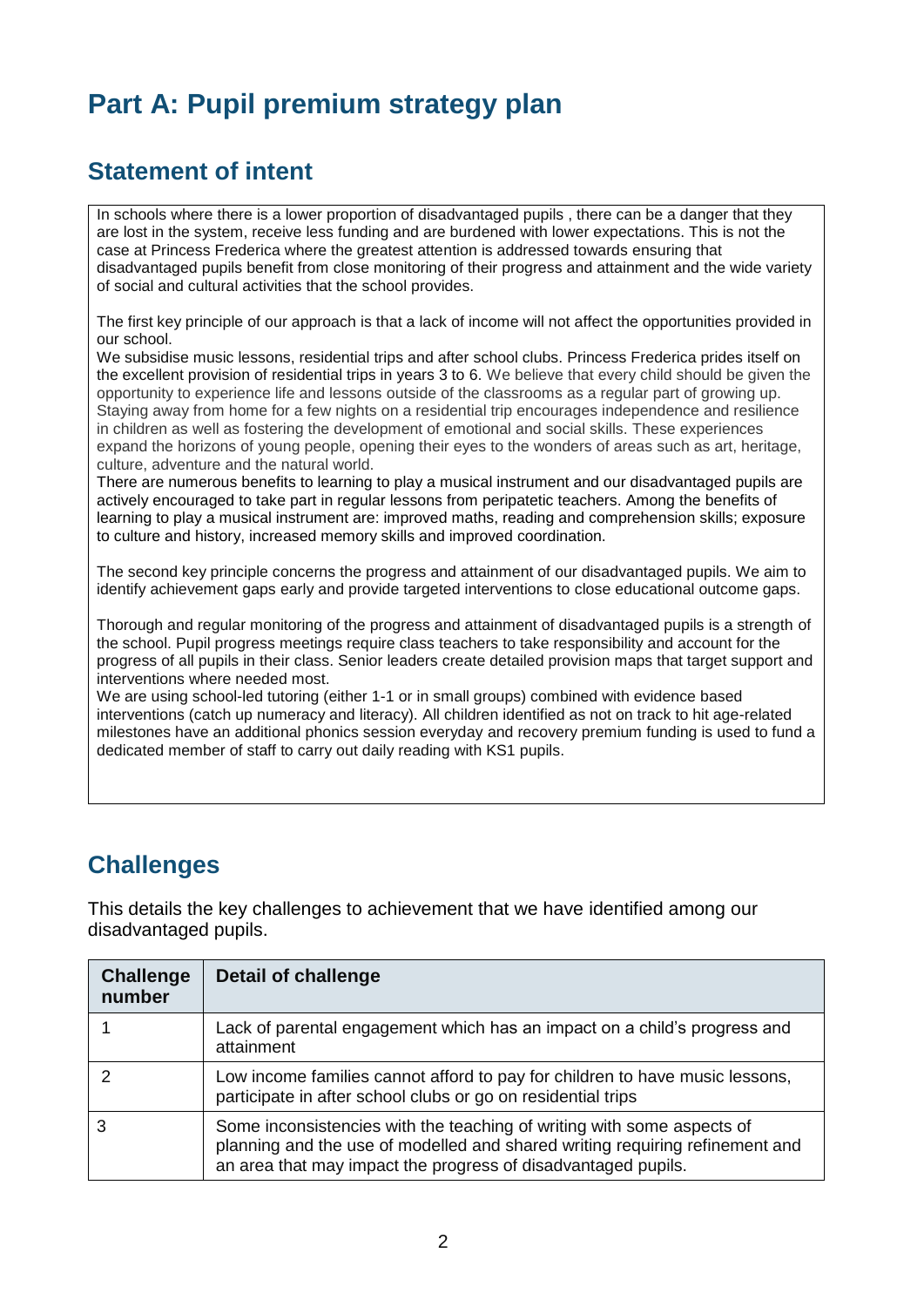# Part A: Pupil premium strategy plan

## Statement of intent

In schools where there is a lower proportion of disadvantaged pupils , there can be a danger that they are lost in the system, receive less funding and are burdened with lower expectations. This is not the case at Princess Frederica where the greatest attention is addressed towards ensuring that disadvantaged pupils benefit from close monitoring of their progress and attainment and the wide variety of social and cultural activities that the school provides.

The first key principle of our approach is that a lack of income will not affect the opportunities provided in our school.
We subsidise music lessons, residential trips and after school clubs. Princess Frederica prides itself on the excellent provision of residential trips in years 3 to 6. We believe that every child should be given the opportunity to experience life and lessons outside of the classrooms as a regular part of growing up. Staying away from home for a few nights on a residential trip encourages independence and resilience in children as well as fostering the development of emotional and social skills. These experiences expand the horizons of young people, opening their eyes to the wonders of areas such as art, heritage, culture, adventure and the natural world.
There are numerous benefits to learning to play a musical instrument and our disadvantaged pupils are actively encouraged to take part in regular lessons from peripatetic teachers. Among the benefits of learning to play a musical instrument are: improved maths, reading and comprehension skills; exposure to culture and history, increased memory skills and improved coordination.

The second key principle concerns the progress and attainment of our disadvantaged pupils. We aim to identify achievement gaps early and provide targeted interventions to close educational outcome gaps.

Thorough and regular monitoring of the progress and attainment of disadvantaged pupils is a strength of the school. Pupil progress meetings require class teachers to take responsibility and account for the progress of all pupils in their class. Senior leaders create detailed provision maps that target support and interventions where needed most.
We are using school-led tutoring (either 1-1 or in small groups) combined with evidence based interventions (catch up numeracy and literacy). All children identified as not on track to hit age-related milestones have an additional phonics session everyday and recovery premium funding is used to fund a dedicated member of staff to carry out daily reading with KS1 pupils.

## Challenges

This details the key challenges to achievement that we have identified among our disadvantaged pupils.

| Challenge number | Detail of challenge |
|---|---|
| 1 | Lack of parental engagement which has an impact on a child's progress and attainment |
| 2 | Low income families cannot afford to pay for children to have music lessons, participate in after school clubs or go on residential trips |
| 3 | Some inconsistencies with the teaching of writing with some aspects of planning and the use of modelled and shared writing requiring refinement and an area that may impact the progress of disadvantaged pupils. |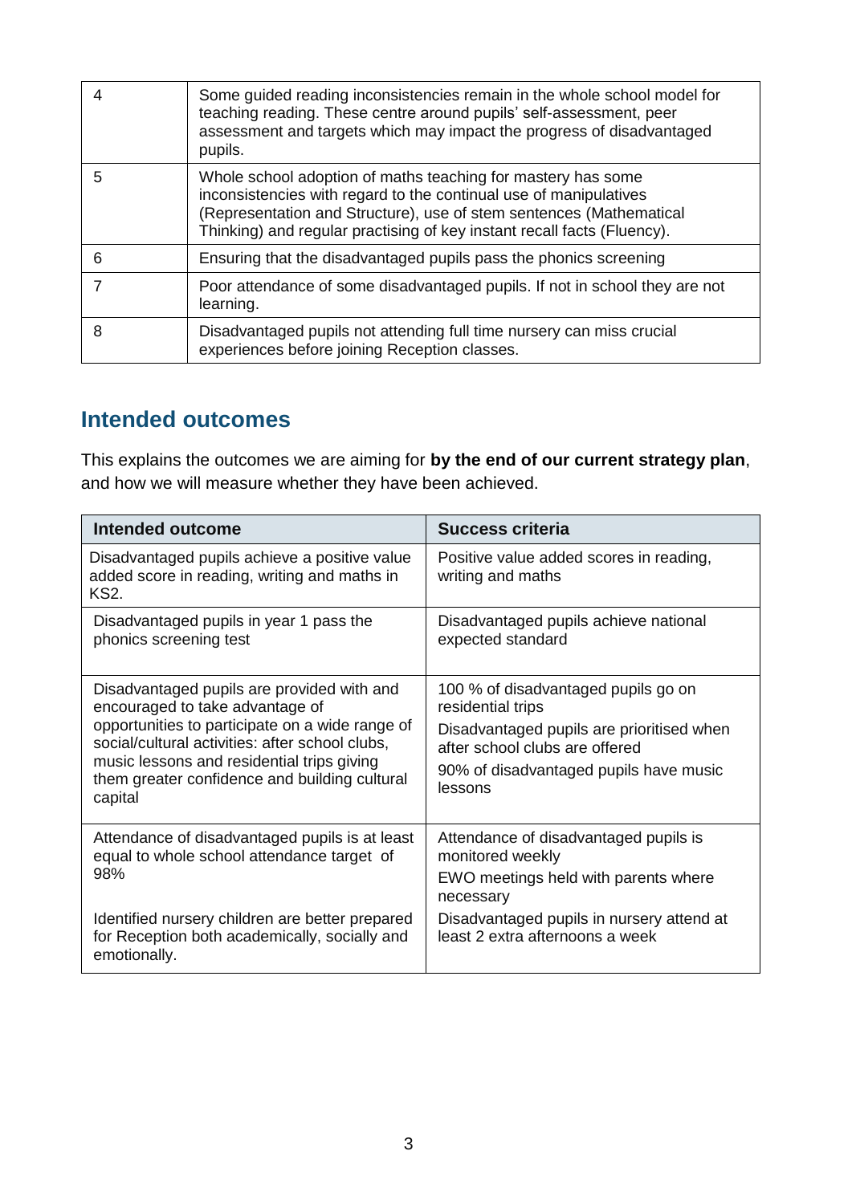| | |
|---|---|
| 4 | Some guided reading inconsistencies remain in the whole school model for teaching reading. These centre around pupils' self-assessment, peer assessment and targets which may impact the progress of disadvantaged pupils. |
| 5 | Whole school adoption of maths teaching for mastery has some inconsistencies with regard to the continual use of manipulatives (Representation and Structure), use of stem sentences (Mathematical Thinking) and regular practising of key instant recall facts (Fluency). |
| 6 | Ensuring that the disadvantaged pupils pass the phonics screening |
| 7 | Poor attendance of some disadvantaged pupils. If not in school they are not learning. |
| 8 | Disadvantaged pupils not attending full time nursery can miss crucial experiences before joining Reception classes. |

## Intended outcomes

This explains the outcomes we are aiming for **by the end of our current strategy plan**, and how we will measure whether they have been achieved.

| Intended outcome | Success criteria |
|---|---|
| Disadvantaged pupils achieve a positive value added score in reading, writing and maths in KS2. | Positive value added scores in reading, writing and maths |
| Disadvantaged pupils in year 1 pass the phonics screening test | Disadvantaged pupils achieve national expected standard |
| Disadvantaged pupils are provided with and encouraged to take advantage of opportunities to participate on a wide range of social/cultural activities: after school clubs, music lessons and residential trips giving them greater confidence and building cultural capital | 100 % of disadvantaged pupils go on residential trips<br>Disadvantaged pupils are prioritised when after school clubs are offered<br>90% of disadvantaged pupils have music lessons |
| Attendance of disadvantaged pupils is at least equal to whole school attendance target of 98%<br><br>Identified nursery children are better prepared for Reception both academically, socially and emotionally. | Attendance of disadvantaged pupils is monitored weekly<br>EWO meetings held with parents where necessary<br>Disadvantaged pupils in nursery attend at least 2 extra afternoons a week |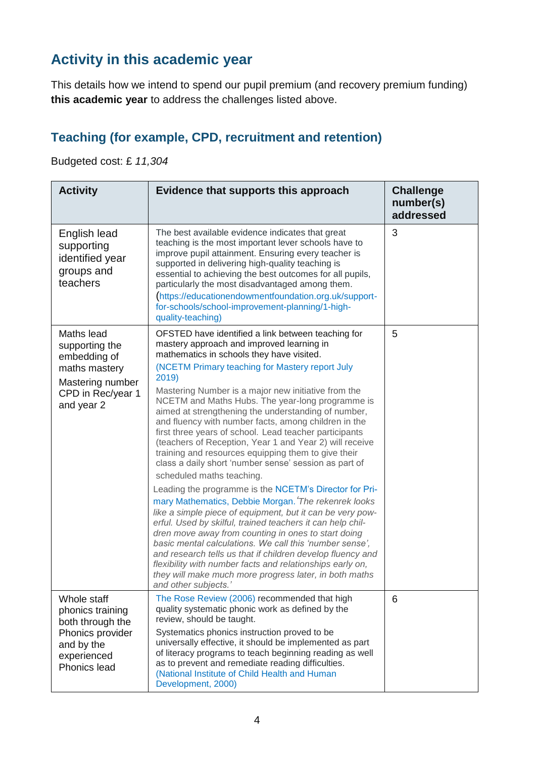## Activity in this academic year

This details how we intend to spend our pupil premium (and recovery premium funding) **this academic year** to address the challenges listed above.

### Teaching (for example, CPD, recruitment and retention)

Budgeted cost: £ *11,304*

| Activity | Evidence that supports this approach | Challenge number(s) addressed |
|---|---|---|
| English lead supporting identified year groups and teachers | The best available evidence indicates that great teaching is the most important lever schools have to improve pupil attainment. Ensuring every teacher is supported in delivering high-quality teaching is essential to achieving the best outcomes for all pupils, particularly the most disadvantaged among them. (https://educationendowmentfoundation.org.uk/support-for-schools/school-improvement-planning/1-high-quality-teaching) | 3 |
| Maths lead supporting the embedding of maths mastery<br><br>Mastering number CPD in Rec/year 1 and year 2 | OFSTED have identified a link between teaching for mastery approach and improved learning in mathematics in schools they have visited.<br><br>(NCETM Primary teaching for Mastery report July 2019)<br><br>Mastering Number is a major new initiative from the NCETM and Maths Hubs. The year-long programme is aimed at strengthening the understanding of number, and fluency with number facts, among children in the first three years of school. Lead teacher participants (teachers of Reception, Year 1 and Year 2) will receive training and resources equipping them to give their class a daily short 'number sense' session as part of scheduled maths teaching.<br><br>Leading the programme is the NCETM's Director for Primary Mathematics, Debbie Morgan. *'The rekenrek looks like a simple piece of equipment, but it can be very powerful. Used by skilful, trained teachers it can help children move away from counting in ones to start doing basic mental calculations. We call this 'number sense', and research tells us that if children develop fluency and flexibility with number facts and relationships early on, they will make much more progress later, in both maths and other subjects.'* | 5 |
| Whole staff phonics training both through the Phonics provider and by the experienced Phonics lead | The Rose Review (2006) recommended that high quality systematic phonic work as defined by the review, should be taught.<br><br>Systematics phonics instruction proved to be universally effective, it should be implemented as part of literacy programs to teach beginning reading as well as to prevent and remediate reading difficulties. (National Institute of Child Health and Human Development, 2000) | 6 |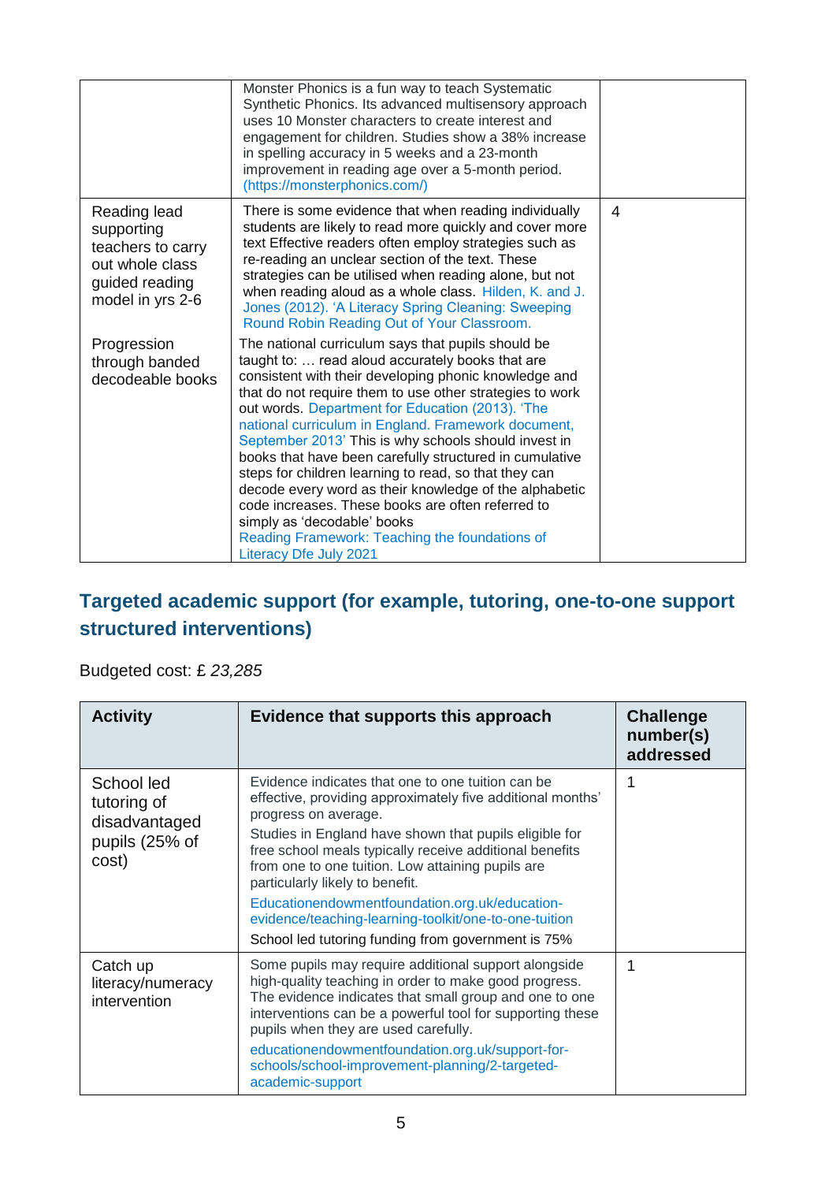| | | |
|---|---|---|
| | Monster Phonics is a fun way to teach Systematic Synthetic Phonics. Its advanced multisensory approach uses 10 Monster characters to create interest and engagement for children. Studies show a 38% increase in spelling accuracy in 5 weeks and a 23-month improvement in reading age over a 5-month period. (https://monsterphonics.com/) | |
| Reading lead supporting teachers to carry out whole class guided reading model in yrs 2-6<br><br>Progression through banded decodeable books | There is some evidence that when reading individually students are likely to read more quickly and cover more text Effective readers often employ strategies such as re-reading an unclear section of the text. These strategies can be utilised when reading alone, but not when reading aloud as a whole class. Hilden, K. and J. Jones (2012). 'A Literacy Spring Cleaning: Sweeping Round Robin Reading Out of Your Classroom.<br><br>The national curriculum says that pupils should be taught to: … read aloud accurately books that are consistent with their developing phonic knowledge and that do not require them to use other strategies to work out words. Department for Education (2013). 'The national curriculum in England. Framework document, September 2013' This is why schools should invest in books that have been carefully structured in cumulative steps for children learning to read, so that they can decode every word as their knowledge of the alphabetic code increases. These books are often referred to simply as 'decodable' books<br>Reading Framework: Teaching the foundations of Literacy Dfe July 2021 | 4 |

## Targeted academic support (for example, tutoring, one-to-one support structured interventions)

Budgeted cost: £ *23,285*

| Activity | Evidence that supports this approach | Challenge number(s) addressed |
|---|---|---|
| School led tutoring of disadvantaged pupils (25% of cost) | Evidence indicates that one to one tuition can be effective, providing approximately five additional months' progress on average.<br>Studies in England have shown that pupils eligible for free school meals typically receive additional benefits from one to one tuition. Low attaining pupils are particularly likely to benefit.<br>Educationendowmentfoundation.org.uk/education-evidence/teaching-learning-toolkit/one-to-one-tuition<br>School led tutoring funding from government is 75% | 1 |
| Catch up literacy/numeracy intervention | Some pupils may require additional support alongside high-quality teaching in order to make good progress. The evidence indicates that small group and one to one interventions can be a powerful tool for supporting these pupils when they are used carefully.<br>educationendowmentfoundation.org.uk/support-for-schools/school-improvement-planning/2-targeted-academic-support | 1 |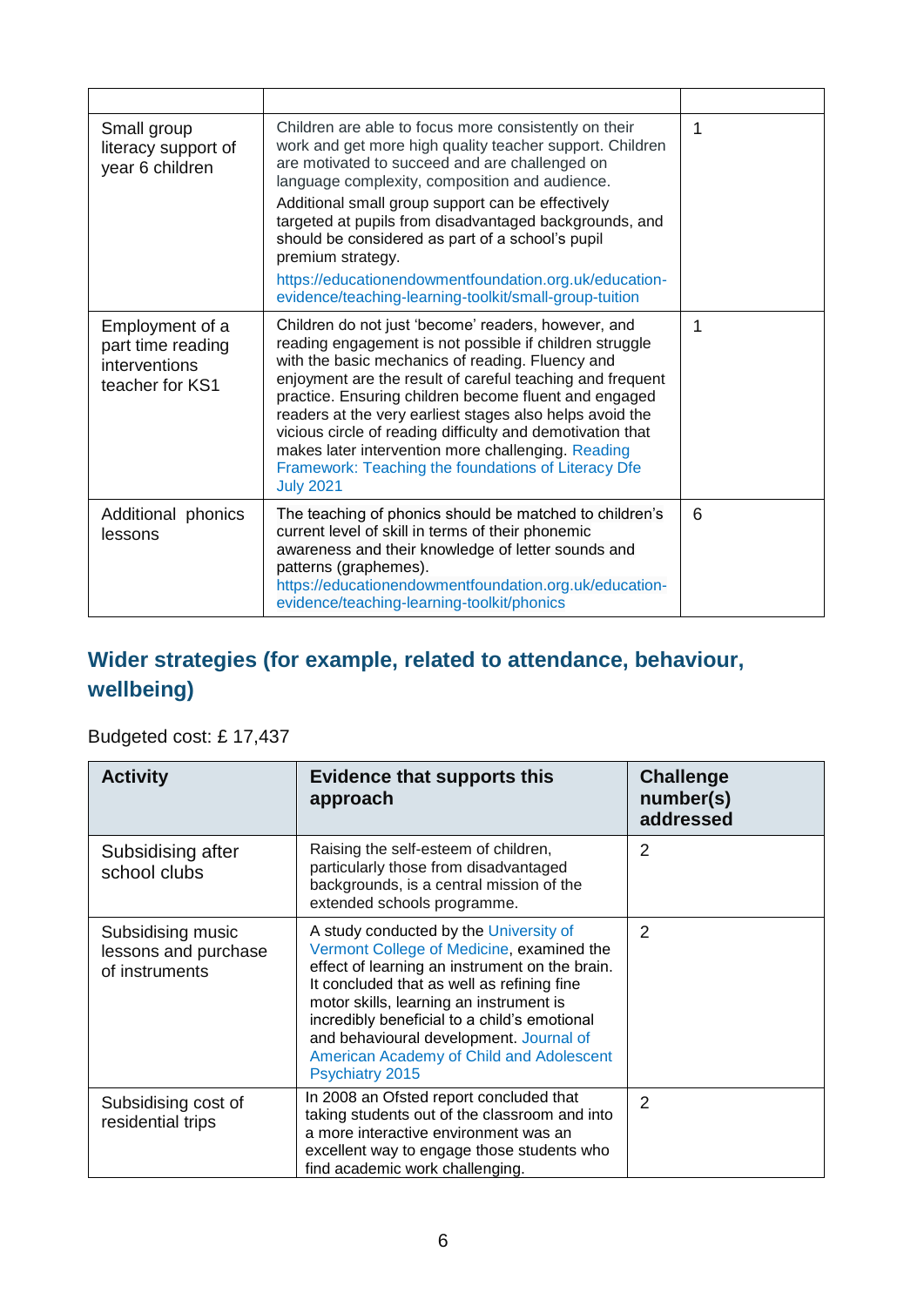| | | |
|---|---|---|
| Small group literacy support of year 6 children | Children are able to focus more consistently on their work and get more high quality teacher support. Children are motivated to succeed and are challenged on language complexity, composition and audience.<br>Additional small group support can be effectively targeted at pupils from disadvantaged backgrounds, and should be considered as part of a school's pupil premium strategy.<br>https://educationendowmentfoundation.org.uk/education-evidence/teaching-learning-toolkit/small-group-tuition | 1 |
| Employment of a part time reading interventions teacher for KS1 | Children do not just 'become' readers, however, and reading engagement is not possible if children struggle with the basic mechanics of reading. Fluency and enjoyment are the result of careful teaching and frequent practice. Ensuring children become fluent and engaged readers at the very earliest stages also helps avoid the vicious circle of reading difficulty and demotivation that makes later intervention more challenging. Reading Framework: Teaching the foundations of Literacy Dfe July 2021 | 1 |
| Additional phonics lessons | The teaching of phonics should be matched to children's current level of skill in terms of their phonemic awareness and their knowledge of letter sounds and patterns (graphemes).<br>https://educationendowmentfoundation.org.uk/education-evidence/teaching-learning-toolkit/phonics | 6 |

## Wider strategies (for example, related to attendance, behaviour, wellbeing)

Budgeted cost: £ 17,437

| Activity | Evidence that supports this approach | Challenge number(s) addressed |
|---|---|---|
| Subsidising after school clubs | Raising the self-esteem of children, particularly those from disadvantaged backgrounds, is a central mission of the extended schools programme. | 2 |
| Subsidising music lessons and purchase of instruments | A study conducted by the University of Vermont College of Medicine, examined the effect of learning an instrument on the brain. It concluded that as well as refining fine motor skills, learning an instrument is incredibly beneficial to a child's emotional and behavioural development. Journal of American Academy of Child and Adolescent Psychiatry 2015 | 2 |
| Subsidising cost of residential trips | In 2008 an Ofsted report concluded that taking students out of the classroom and into a more interactive environment was an excellent way to engage those students who find academic work challenging. | 2 |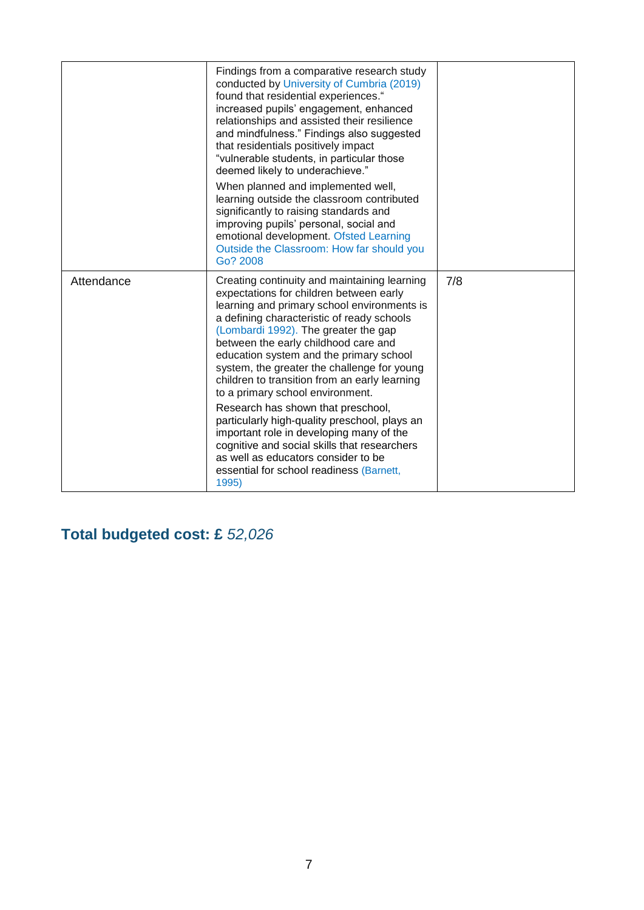|  |  |  |
| --- | --- | --- |
|  | Findings from a comparative research study conducted by University of Cumbria (2019) found that residential experiences." increased pupils' engagement, enhanced relationships and assisted their resilience and mindfulness." Findings also suggested that residentials positively impact "vulnerable students, in particular those deemed likely to underachieve."<br><br>When planned and implemented well, learning outside the classroom contributed significantly to raising standards and improving pupils' personal, social and emotional development. Ofsted Learning Outside the Classroom: How far should you Go? 2008 |  |
| Attendance | Creating continuity and maintaining learning expectations for children between early learning and primary school environments is a defining characteristic of ready schools (Lombardi 1992). The greater the gap between the early childhood care and education system and the primary school system, the greater the challenge for young children to transition from an early learning to a primary school environment.<br><br>Research has shown that preschool, particularly high-quality preschool, plays an important role in developing many of the cognitive and social skills that researchers as well as educators consider to be essential for school readiness (Barnett, 1995) | 7/8 |

## Total budgeted cost: £ *52,026*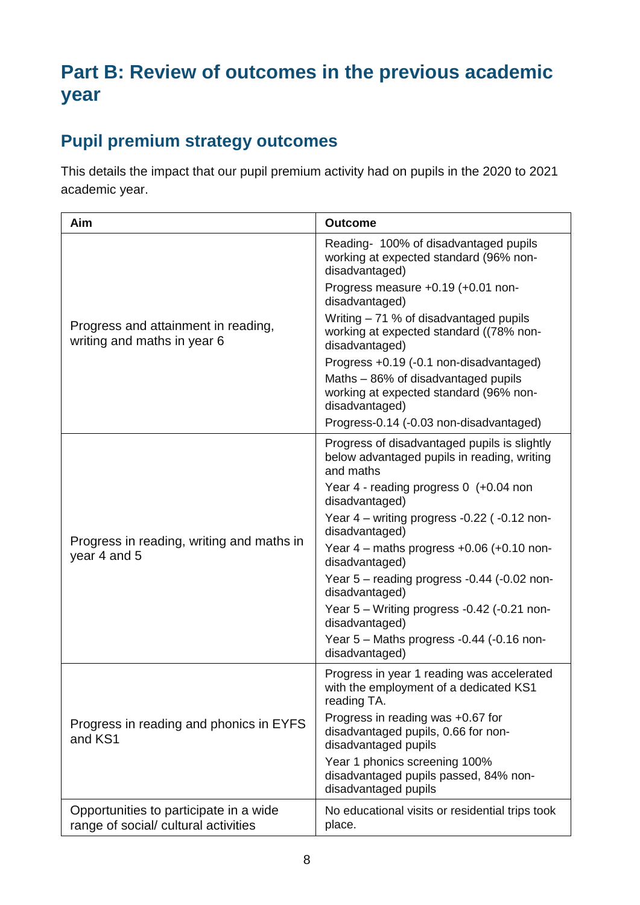# Part B: Review of outcomes in the previous academic year

## Pupil premium strategy outcomes

This details the impact that our pupil premium activity had on pupils in the 2020 to 2021 academic year.

| Aim | Outcome |
|---|---|
| Progress and attainment in reading, writing and maths in year 6 | Reading- 100% of disadvantaged pupils working at expected standard (96% non-disadvantaged)<br>Progress measure +0.19 (+0.01 non-disadvantaged)<br>Writing – 71 % of disadvantaged pupils working at expected standard ((78% non-disadvantaged)<br>Progress +0.19 (-0.1 non-disadvantaged)<br>Maths – 86% of disadvantaged pupils working at expected standard (96% non-disadvantaged)<br>Progress-0.14 (-0.03 non-disadvantaged) |
| Progress in reading, writing and maths in year 4 and 5 | Progress of disadvantaged pupils is slightly below advantaged pupils in reading, writing and maths<br>Year 4 - reading progress 0 (+0.04 non disadvantaged)<br>Year 4 – writing progress -0.22 ( -0.12 non-disadvantaged)<br>Year 4 – maths progress +0.06 (+0.10 non-disadvantaged)<br>Year 5 – reading progress -0.44 (-0.02 non-disadvantaged)<br>Year 5 – Writing progress -0.42 (-0.21 non-disadvantaged)<br>Year 5 – Maths progress -0.44 (-0.16 non-disadvantaged) |
| Progress in reading and phonics in EYFS and KS1 | Progress in year 1 reading was accelerated with the employment of a dedicated KS1 reading TA.<br>Progress in reading was +0.67 for disadvantaged pupils, 0.66 for non-disadvantaged pupils<br>Year 1 phonics screening 100% disadvantaged pupils passed, 84% non-disadvantaged pupils |
| Opportunities to participate in a wide range of social/ cultural activities | No educational visits or residential trips took place. |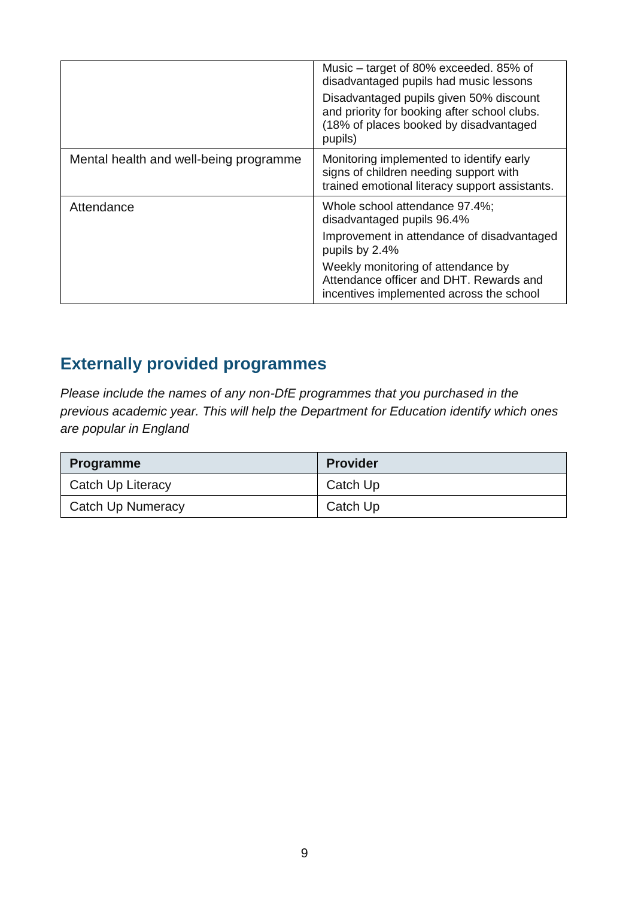| | |
|---|---|
| | Music – target of 80% exceeded. 85% of disadvantaged pupils had music lessons<br>Disadvantaged pupils given 50% discount and priority for booking after school clubs. (18% of places booked by disadvantaged pupils) |
| Mental health and well-being programme | Monitoring implemented to identify early signs of children needing support with trained emotional literacy support assistants. |
| Attendance | Whole school attendance 97.4%; disadvantaged pupils 96.4%<br>Improvement in attendance of disadvantaged pupils by 2.4%<br>Weekly monitoring of attendance by Attendance officer and DHT. Rewards and incentives implemented across the school |

## Externally provided programmes

*Please include the names of any non-DfE programmes that you purchased in the previous academic year. This will help the Department for Education identify which ones are popular in England*

| Programme | Provider |
|---|---|
| Catch Up Literacy | Catch Up |
| Catch Up Numeracy | Catch Up |